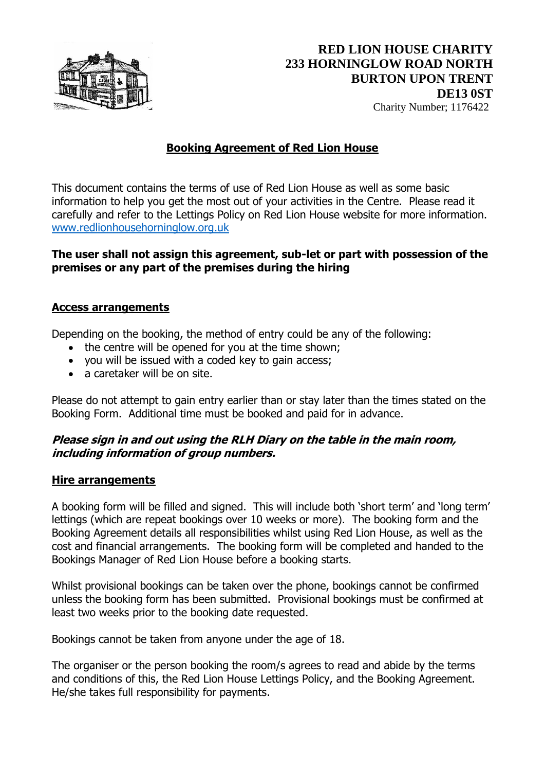**RED LION HOUSE CHARITY**
**233 HORNINGLOW ROAD NORTH**
**BURTON UPON TRENT**
**DE13 0ST**
Charity Number; 1176422

# Booking Agreement of Red Lion House

This document contains the terms of use of Red Lion House as well as some basic information to help you get the most out of your activities in the Centre. Please read it carefully and refer to the Lettings Policy on Red Lion House website for more information. www.redlionhousehorninglow.org.uk

**The user shall not assign this agreement, sub-let or part with possession of the premises or any part of the premises during the hiring**

## Access arrangements

Depending on the booking, the method of entry could be any of the following:

- the centre will be opened for you at the time shown;
- you will be issued with a coded key to gain access;
- a caretaker will be on site.

Please do not attempt to gain entry earlier than or stay later than the times stated on the Booking Form. Additional time must be booked and paid for in advance.

***Please sign in and out using the RLH Diary on the table in the main room, including information of group numbers.***

## Hire arrangements

A booking form will be filled and signed. This will include both 'short term' and 'long term' lettings (which are repeat bookings over 10 weeks or more). The booking form and the Booking Agreement details all responsibilities whilst using Red Lion House, as well as the cost and financial arrangements. The booking form will be completed and handed to the Bookings Manager of Red Lion House before a booking starts.

Whilst provisional bookings can be taken over the phone, bookings cannot be confirmed unless the booking form has been submitted. Provisional bookings must be confirmed at least two weeks prior to the booking date requested.

Bookings cannot be taken from anyone under the age of 18.

The organiser or the person booking the room/s agrees to read and abide by the terms and conditions of this, the Red Lion House Lettings Policy, and the Booking Agreement. He/she takes full responsibility for payments.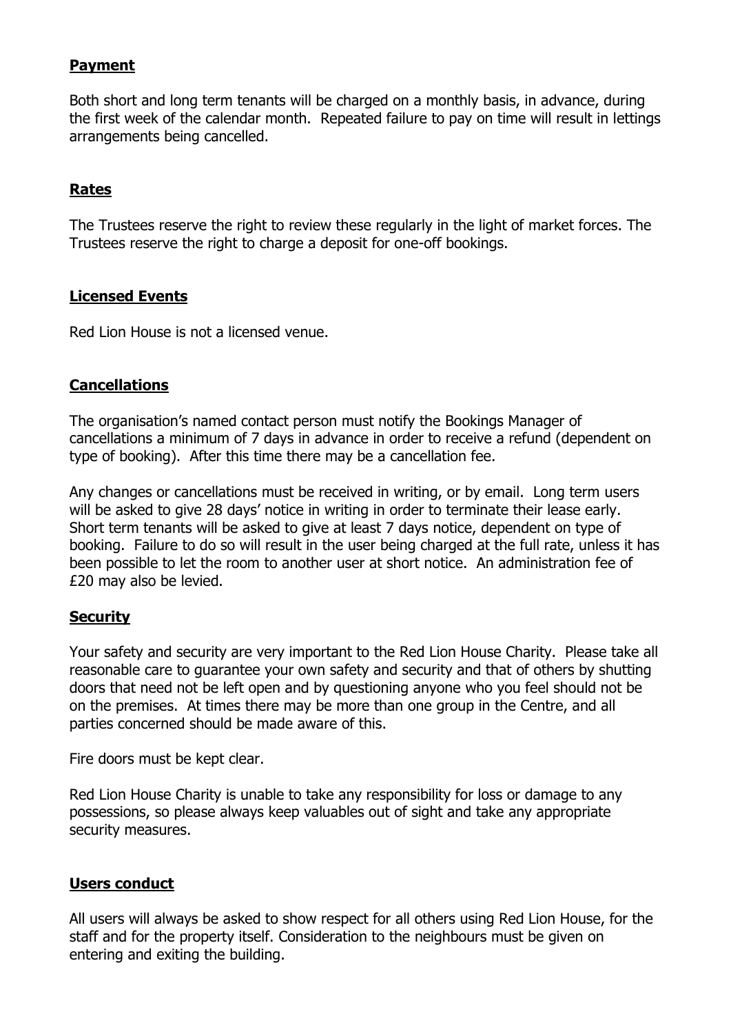## **Payment**

Both short and long term tenants will be charged on a monthly basis, in advance, during the first week of the calendar month. Repeated failure to pay on time will result in lettings arrangements being cancelled.

## **Rates**

The Trustees reserve the right to review these regularly in the light of market forces. The Trustees reserve the right to charge a deposit for one-off bookings.

## **Licensed Events**

Red Lion House is not a licensed venue.

## **Cancellations**

The organisation's named contact person must notify the Bookings Manager of cancellations a minimum of 7 days in advance in order to receive a refund (dependent on type of booking). After this time there may be a cancellation fee.

Any changes or cancellations must be received in writing, or by email. Long term users will be asked to give 28 days' notice in writing in order to terminate their lease early. Short term tenants will be asked to give at least 7 days notice, dependent on type of booking. Failure to do so will result in the user being charged at the full rate, unless it has been possible to let the room to another user at short notice. An administration fee of £20 may also be levied.

## **Security**

Your safety and security are very important to the Red Lion House Charity. Please take all reasonable care to guarantee your own safety and security and that of others by shutting doors that need not be left open and by questioning anyone who you feel should not be on the premises. At times there may be more than one group in the Centre, and all parties concerned should be made aware of this.

Fire doors must be kept clear.

Red Lion House Charity is unable to take any responsibility for loss or damage to any possessions, so please always keep valuables out of sight and take any appropriate security measures.

## **Users conduct**

All users will always be asked to show respect for all others using Red Lion House, for the staff and for the property itself. Consideration to the neighbours must be given on entering and exiting the building.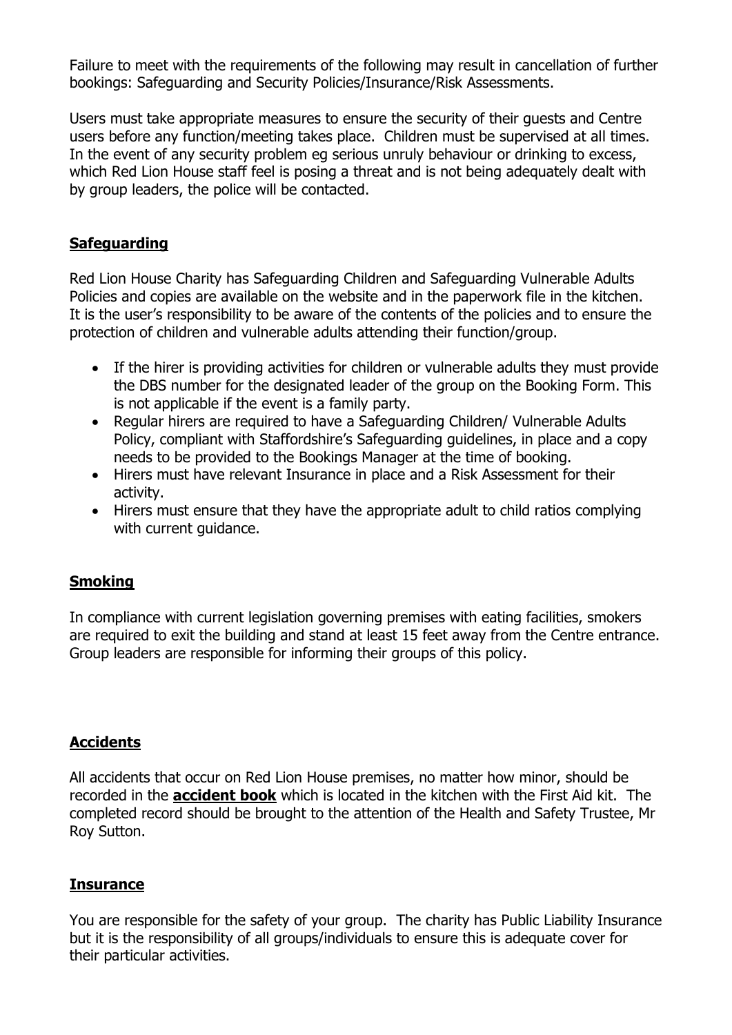Failure to meet with the requirements of the following may result in cancellation of further bookings: Safeguarding and Security Policies/Insurance/Risk Assessments.

Users must take appropriate measures to ensure the security of their guests and Centre users before any function/meeting takes place. Children must be supervised at all times. In the event of any security problem eg serious unruly behaviour or drinking to excess, which Red Lion House staff feel is posing a threat and is not being adequately dealt with by group leaders, the police will be contacted.

## Safeguarding

Red Lion House Charity has Safeguarding Children and Safeguarding Vulnerable Adults Policies and copies are available on the website and in the paperwork file in the kitchen. It is the user's responsibility to be aware of the contents of the policies and to ensure the protection of children and vulnerable adults attending their function/group.

- If the hirer is providing activities for children or vulnerable adults they must provide the DBS number for the designated leader of the group on the Booking Form. This is not applicable if the event is a family party.
- Regular hirers are required to have a Safeguarding Children/ Vulnerable Adults Policy, compliant with Staffordshire's Safeguarding guidelines, in place and a copy needs to be provided to the Bookings Manager at the time of booking.
- Hirers must have relevant Insurance in place and a Risk Assessment for their activity.
- Hirers must ensure that they have the appropriate adult to child ratios complying with current guidance.

## Smoking

In compliance with current legislation governing premises with eating facilities, smokers are required to exit the building and stand at least 15 feet away from the Centre entrance. Group leaders are responsible for informing their groups of this policy.

## Accidents

All accidents that occur on Red Lion House premises, no matter how minor, should be recorded in the **accident book** which is located in the kitchen with the First Aid kit. The completed record should be brought to the attention of the Health and Safety Trustee, Mr Roy Sutton.

## Insurance

You are responsible for the safety of your group. The charity has Public Liability Insurance but it is the responsibility of all groups/individuals to ensure this is adequate cover for their particular activities.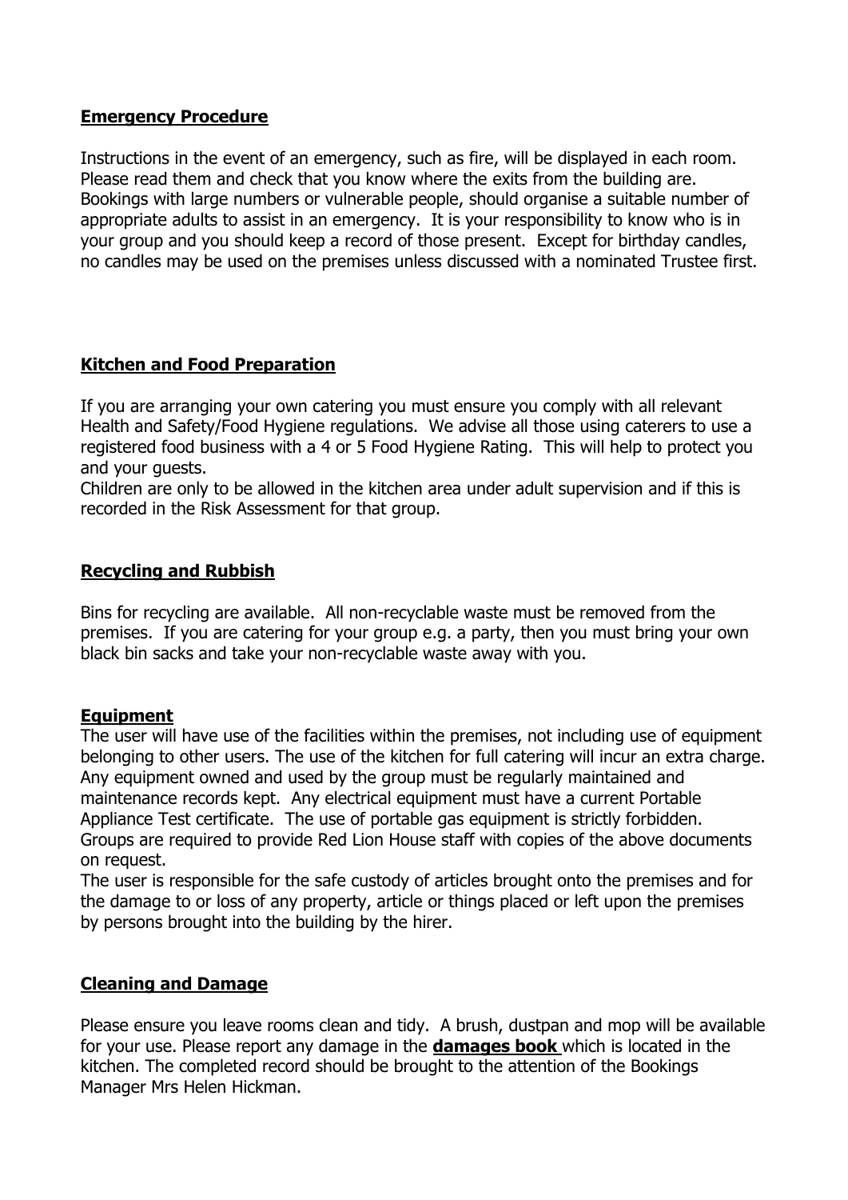## Emergency Procedure

Instructions in the event of an emergency, such as fire, will be displayed in each room. Please read them and check that you know where the exits from the building are. Bookings with large numbers or vulnerable people, should organise a suitable number of appropriate adults to assist in an emergency. It is your responsibility to know who is in your group and you should keep a record of those present. Except for birthday candles, no candles may be used on the premises unless discussed with a nominated Trustee first.

## Kitchen and Food Preparation

If you are arranging your own catering you must ensure you comply with all relevant Health and Safety/Food Hygiene regulations. We advise all those using caterers to use a registered food business with a 4 or 5 Food Hygiene Rating. This will help to protect you and your guests.
Children are only to be allowed in the kitchen area under adult supervision and if this is recorded in the Risk Assessment for that group.

## Recycling and Rubbish

Bins for recycling are available. All non-recyclable waste must be removed from the premises. If you are catering for your group e.g. a party, then you must bring your own black bin sacks and take your non-recyclable waste away with you.

## Equipment

The user will have use of the facilities within the premises, not including use of equipment belonging to other users. The use of the kitchen for full catering will incur an extra charge. Any equipment owned and used by the group must be regularly maintained and maintenance records kept. Any electrical equipment must have a current Portable Appliance Test certificate. The use of portable gas equipment is strictly forbidden. Groups are required to provide Red Lion House staff with copies of the above documents on request.
The user is responsible for the safe custody of articles brought onto the premises and for the damage to or loss of any property, article or things placed or left upon the premises by persons brought into the building by the hirer.

## Cleaning and Damage

Please ensure you leave rooms clean and tidy. A brush, dustpan and mop will be available for your use. Please report any damage in the **damages book** which is located in the kitchen. The completed record should be brought to the attention of the Bookings Manager Mrs Helen Hickman.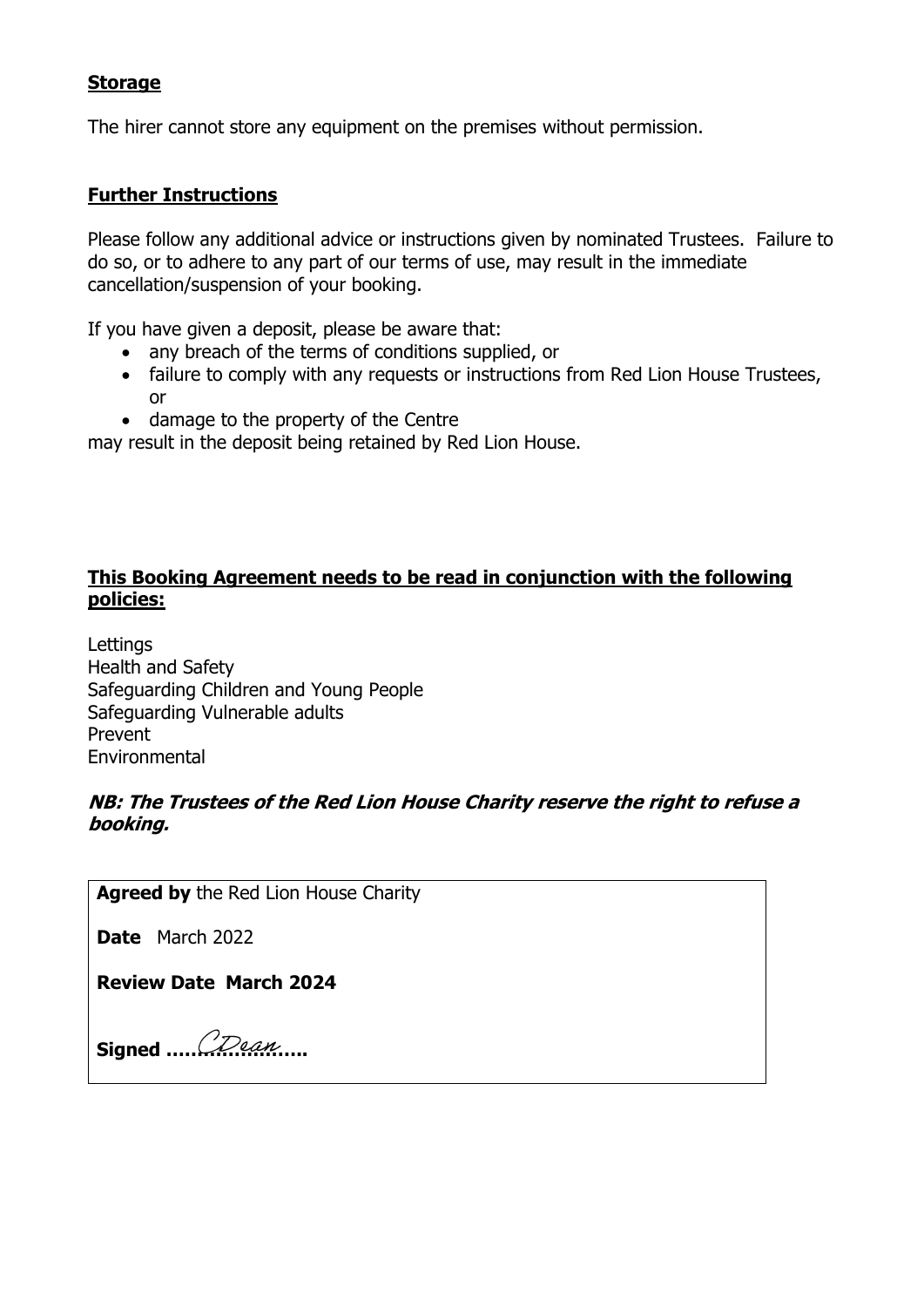**Storage**

The hirer cannot store any equipment on the premises without permission.

**Further Instructions**

Please follow any additional advice or instructions given by nominated Trustees. Failure to do so, or to adhere to any part of our terms of use, may result in the immediate cancellation/suspension of your booking.

If you have given a deposit, please be aware that:

- any breach of the terms of conditions supplied, or
- failure to comply with any requests or instructions from Red Lion House Trustees, or
- damage to the property of the Centre

may result in the deposit being retained by Red Lion House.

**This Booking Agreement needs to be read in conjunction with the following policies:**

Lettings
Health and Safety
Safeguarding Children and Young People
Safeguarding Vulnerable adults
Prevent
Environmental

***NB: The Trustees of the Red Lion House Charity reserve the right to refuse a booking.***

**Agreed by** the Red Lion House Charity

**Date** March 2022

**Review Date March 2024**

**Signed** ……CDean……..